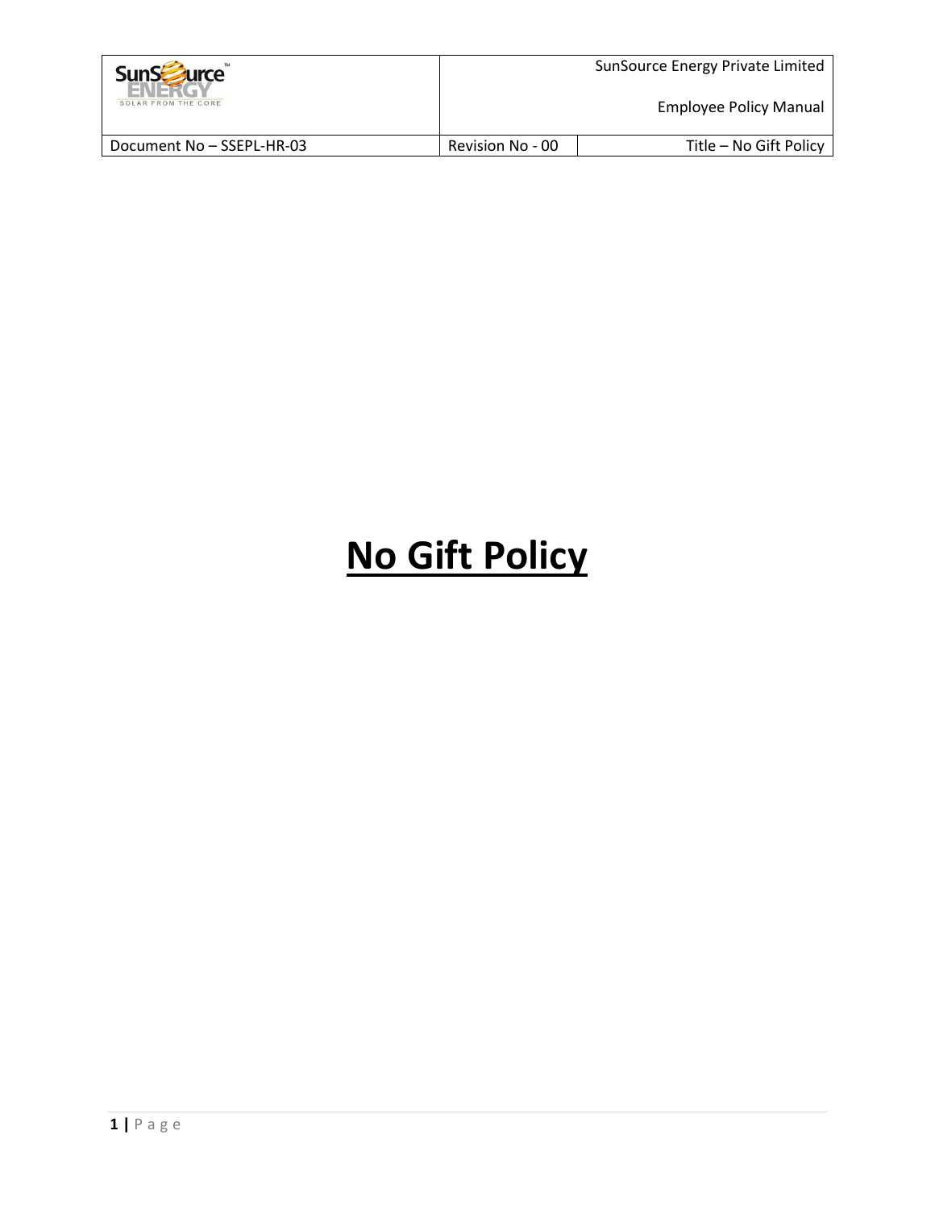# No Gift Policy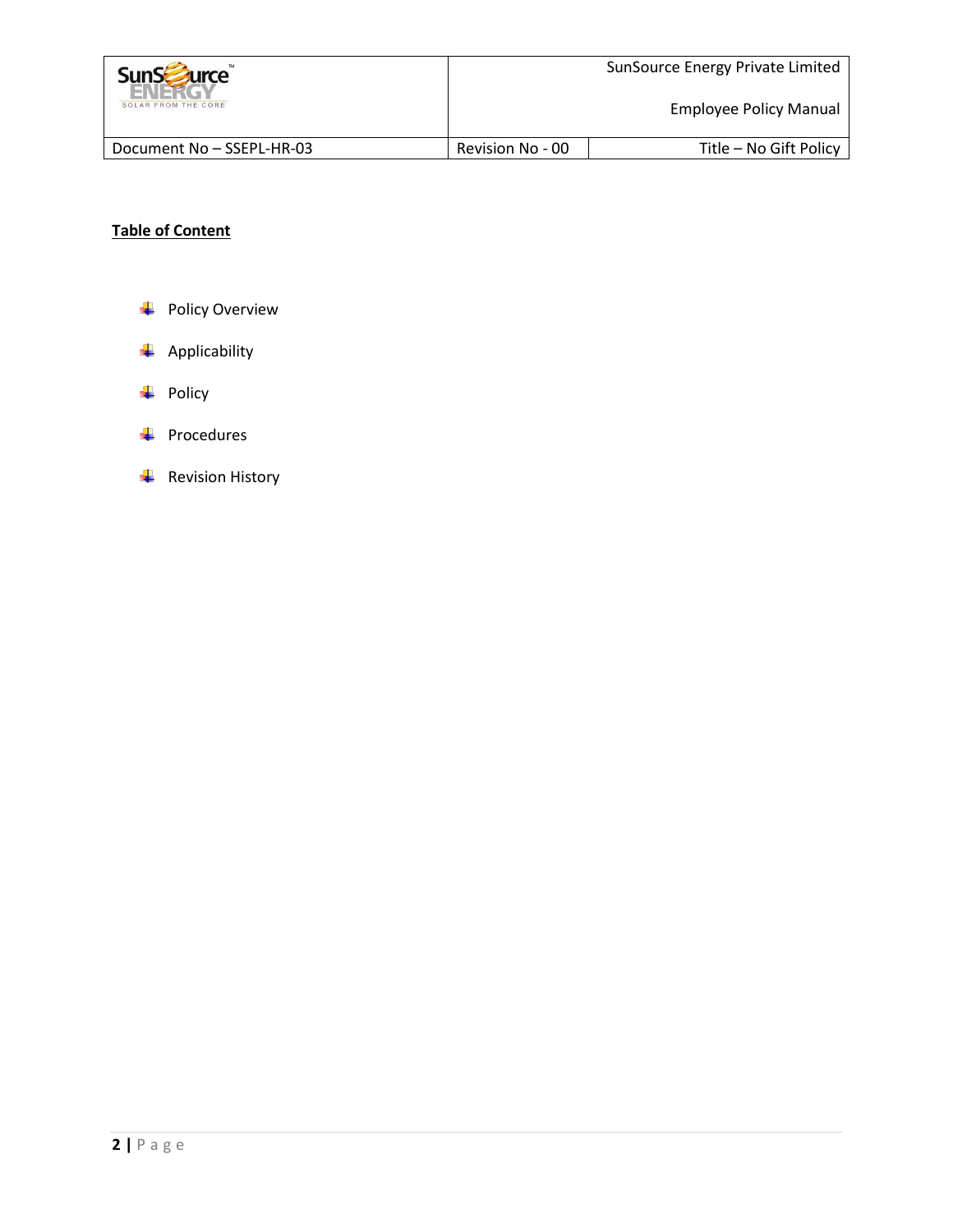**Table of Content**

- Policy Overview
- Applicability
- Policy
- Procedures
- Revision History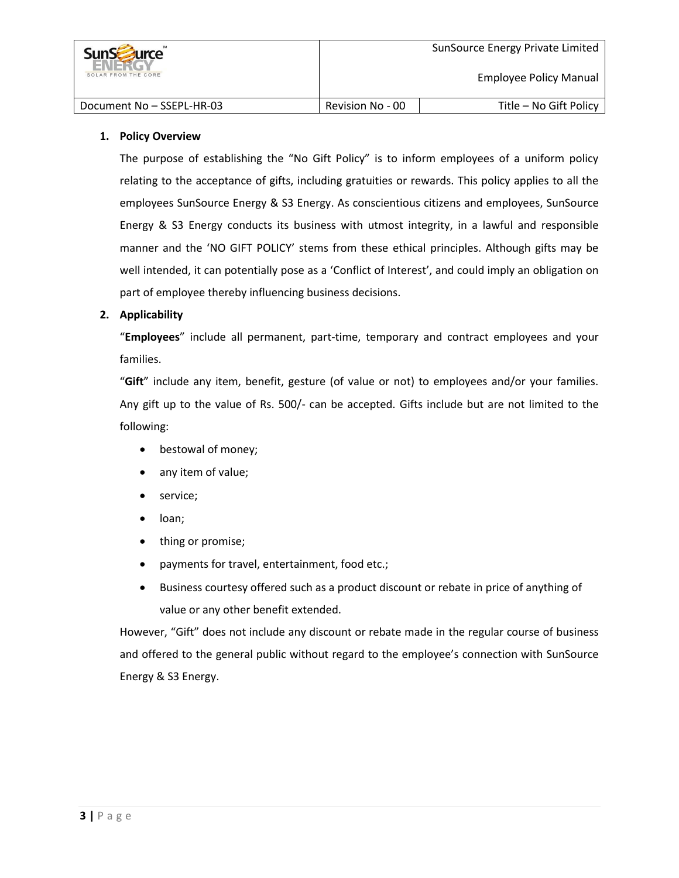**1. Policy Overview**

The purpose of establishing the "No Gift Policy" is to inform employees of a uniform policy relating to the acceptance of gifts, including gratuities or rewards. This policy applies to all the employees SunSource Energy & S3 Energy. As conscientious citizens and employees, SunSource Energy & S3 Energy conducts its business with utmost integrity, in a lawful and responsible manner and the 'NO GIFT POLICY' stems from these ethical principles. Although gifts may be well intended, it can potentially pose as a 'Conflict of Interest', and could imply an obligation on part of employee thereby influencing business decisions.

**2. Applicability**

"**Employees**" include all permanent, part-time, temporary and contract employees and your families.

"**Gift**" include any item, benefit, gesture (of value or not) to employees and/or your families. Any gift up to the value of Rs. 500/- can be accepted. Gifts include but are not limited to the following:

- bestowal of money;
- any item of value;
- service;
- loan;
- thing or promise;
- payments for travel, entertainment, food etc.;
- Business courtesy offered such as a product discount or rebate in price of anything of value or any other benefit extended.

However, "Gift" does not include any discount or rebate made in the regular course of business and offered to the general public without regard to the employee's connection with SunSource Energy & S3 Energy.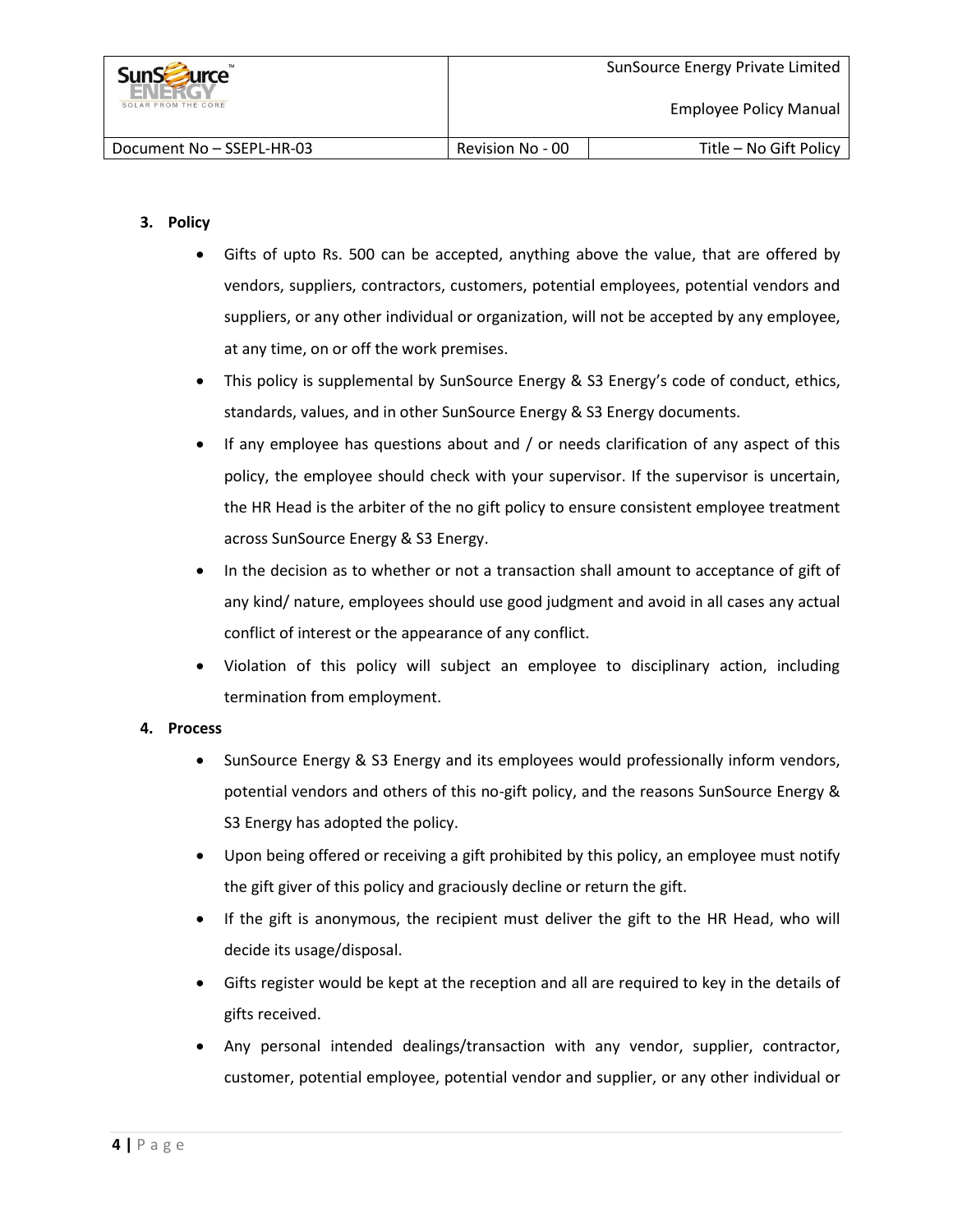## 3. Policy

- Gifts of upto Rs. 500 can be accepted, anything above the value, that are offered by vendors, suppliers, contractors, customers, potential employees, potential vendors and suppliers, or any other individual or organization, will not be accepted by any employee, at any time, on or off the work premises.
- This policy is supplemental by SunSource Energy & S3 Energy's code of conduct, ethics, standards, values, and in other SunSource Energy & S3 Energy documents.
- If any employee has questions about and / or needs clarification of any aspect of this policy, the employee should check with your supervisor. If the supervisor is uncertain, the HR Head is the arbiter of the no gift policy to ensure consistent employee treatment across SunSource Energy & S3 Energy.
- In the decision as to whether or not a transaction shall amount to acceptance of gift of any kind/ nature, employees should use good judgment and avoid in all cases any actual conflict of interest or the appearance of any conflict.
- Violation of this policy will subject an employee to disciplinary action, including termination from employment.

## 4. Process

- SunSource Energy & S3 Energy and its employees would professionally inform vendors, potential vendors and others of this no-gift policy, and the reasons SunSource Energy & S3 Energy has adopted the policy.
- Upon being offered or receiving a gift prohibited by this policy, an employee must notify the gift giver of this policy and graciously decline or return the gift.
- If the gift is anonymous, the recipient must deliver the gift to the HR Head, who will decide its usage/disposal.
- Gifts register would be kept at the reception and all are required to key in the details of gifts received.
- Any personal intended dealings/transaction with any vendor, supplier, contractor, customer, potential employee, potential vendor and supplier, or any other individual or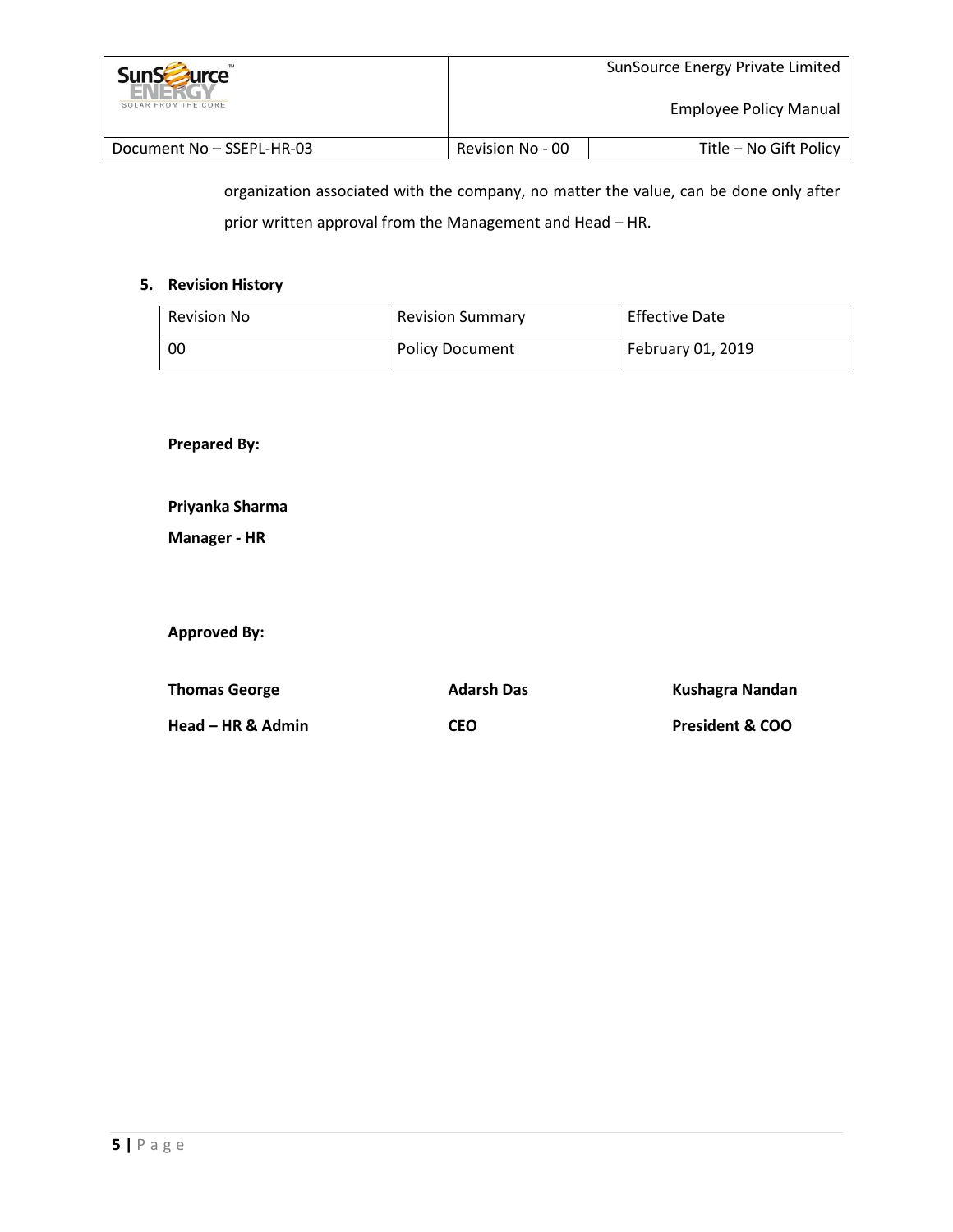organization associated with the company, no matter the value, can be done only after prior written approval from the Management and Head – HR.

## 5. Revision History

| Revision No | Revision Summary | Effective Date |
|---|---|---|
| 00 | Policy Document | February 01, 2019 |

**Prepared By:**

**Priyanka Sharma**

**Manager - HR**

**Approved By:**

| | | |
|---|---|---|
| **Thomas George** | **Adarsh Das** | **Kushagra Nandan** |
| **Head – HR & Admin** | **CEO** | **President & COO** |